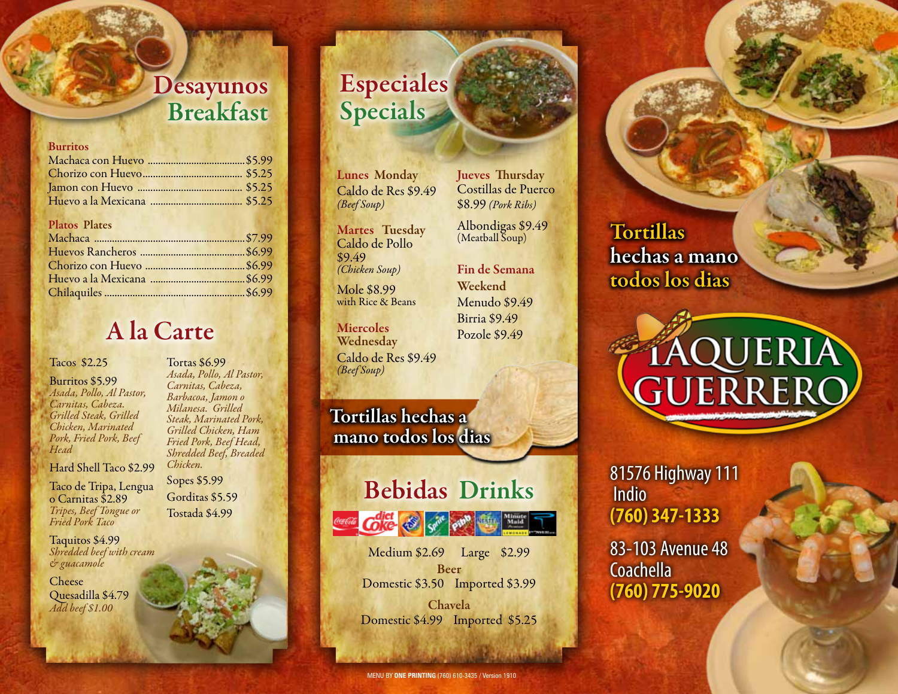# Desayunos Breakfast

### Burritos

- Machaca con Huevo ............ $5.99
- Chorizo con Huevo ............ $5.25
- Jamon con Huevo ............ $5.25
- Huevo a la Mexicana ............ $5.25

### Platos Plates

- Machaca ............ $7.99
- Huevos Rancheros ............ $6.99
- Chorizo con Huevo ............ $6.99
- Huevo a la Mexicana ............ $6.99
- Chilaquiles ............ $6.99

# A la Carte

Tacos $2.25

Burritos $5.99
*Asada, Pollo, Al Pastor, Carnitas, Cabeza. Grilled Steak, Grilled Chicken, Marinated Pork, Fried Pork, Beef Head*

Hard Shell Taco $2.99

Taco de Tripa, Lengua o Carnitas $2.89
*Tripes, Beef Tongue or Fried Pork Taco*

Taquitos $4.99
*Shredded beef with cream & guacamole*

Cheese Quesadilla $4.79
*Add beef $1.00*

Tortas $6.99
*Asada, Pollo, Al Pastor, Carnitas, Cabeza, Barbacoa, Jamon o Milanesa. Grilled Steak, Marinated Pork, Grilled Chicken, Ham Fried Pork, Beef Head, Shredded Beef, Breaded Chicken.*

Sopes $5.99

Gorditas $5.59

Tostada $4.99

# Especiales Specials

**Lunes Monday**
Caldo de Res $9.49
*(Beef Soup)*

**Martes Tuesday**
Caldo de Pollo $9.49
*(Chicken Soup)*

Mole $8.99
with Rice & Beans

**Miercoles Wednesday**
Caldo de Res $9.49
*(Beef Soup)*

**Jueves Thursday**
Costillas de Puerco $8.99 *(Pork Ribs)*

Albondigas $9.49
(Meatball Soup)

**Fin de Semana Weekend**
Menudo $9.49
Birria $9.49
Pozole $9.49

**Tortillas hechas a mano todos los dias**

# Bebidas Drinks

Medium $2.69 Large $2.99

**Beer**
Domestic $3.50 Imported $3.99

**Chavela**
Domestic $4.99 Imported $5.25

**Tortillas hechas a mano todos los dias**

# TAQUERIA GUERRERO

81576 Highway 111
Indio
**(760) 347-1333**

83-103 Avenue 48
Coachella
**(760) 775-9020**

MENU BY **ONE PRINTING** (760) 610-3435 / Version 1910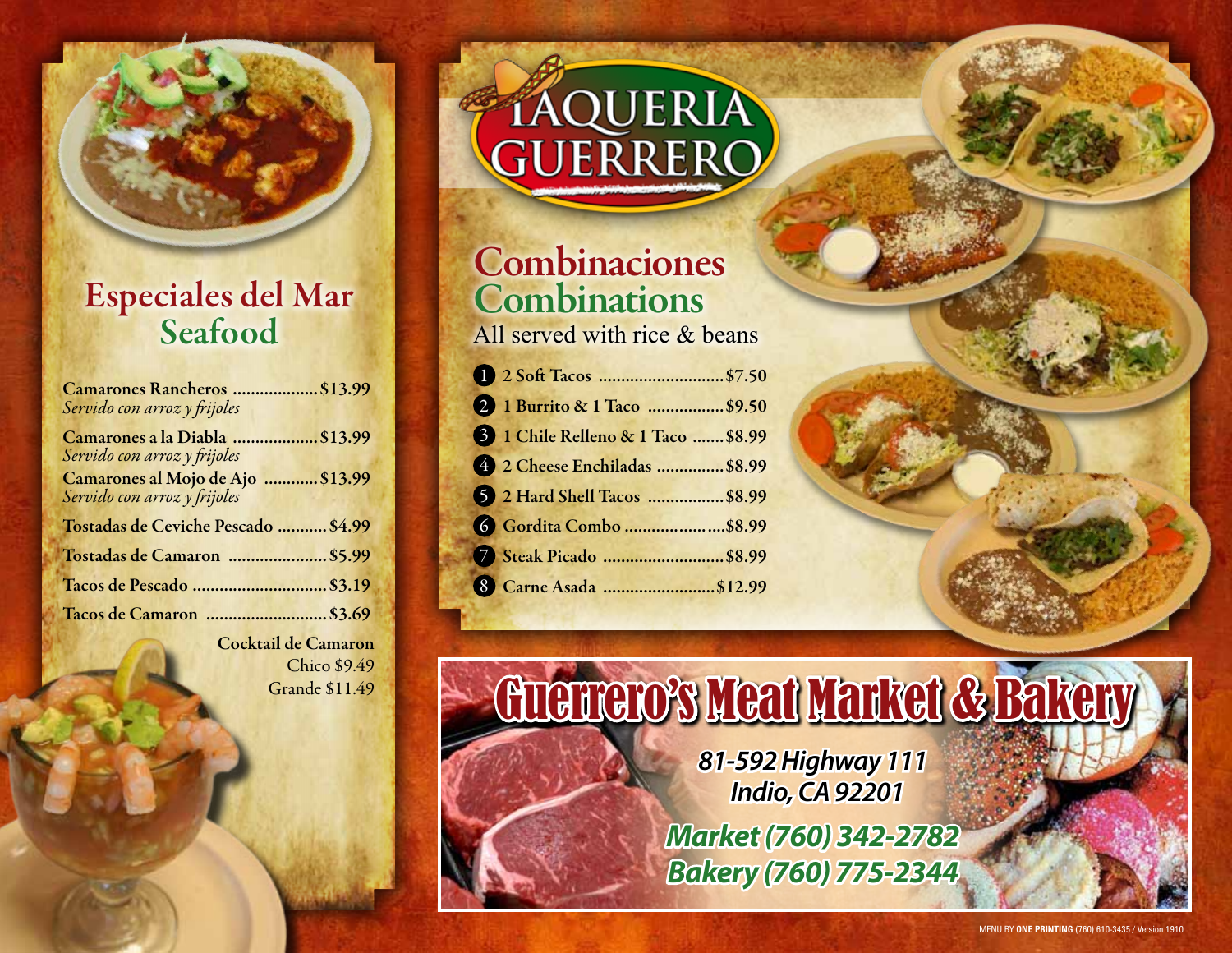## Especiales del Mar
## Seafood

**Camarones Rancheros** .................. **$13.99**
*Servido con arroz y frijoles*

**Camarones a la Diabla** .................. **$13.99**
*Servido con arroz y frijoles*

**Camarones al Mojo de Ajo** ............ **$13.99**
*Servido con arroz y frijoles*

**Tostadas de Ceviche Pescado** ........... **$4.99**

**Tostadas de Camaron** ...................... **$5.99**

**Tacos de Pescado** .............................. **$3.19**

**Tacos de Camaron** ........................... **$3.69**

**Cocktail de Camaron**
Chico $9.49
Grande $11.49

# TAQUERIA GUERRERO

## Combinaciones
## Combinations

All served with rice & beans

1. **2 Soft Tacos** ............................ **$7.50**
2. **1 Burrito & 1 Taco** ................. **$9.50**
3. **1 Chile Relleno & 1 Taco** ....... **$8.99**
4. **2 Cheese Enchiladas** ............... **$8.99**
5. **2 Hard Shell Tacos** ................. **$8.99**
6. **Gordita Combo** ........................ **$8.99**
7. **Steak Picado** ........................... **$8.99**
8. **Carne Asada** ......................... **$12.99**

## Guerrero's Meat Market & Bakery

*81-592 Highway 111*
*Indio, CA 92201*

***Market (760) 342-2782***
***Bakery (760) 775-2344***

MENU BY **ONE PRINTING** (760) 610-3435 / Version 1910